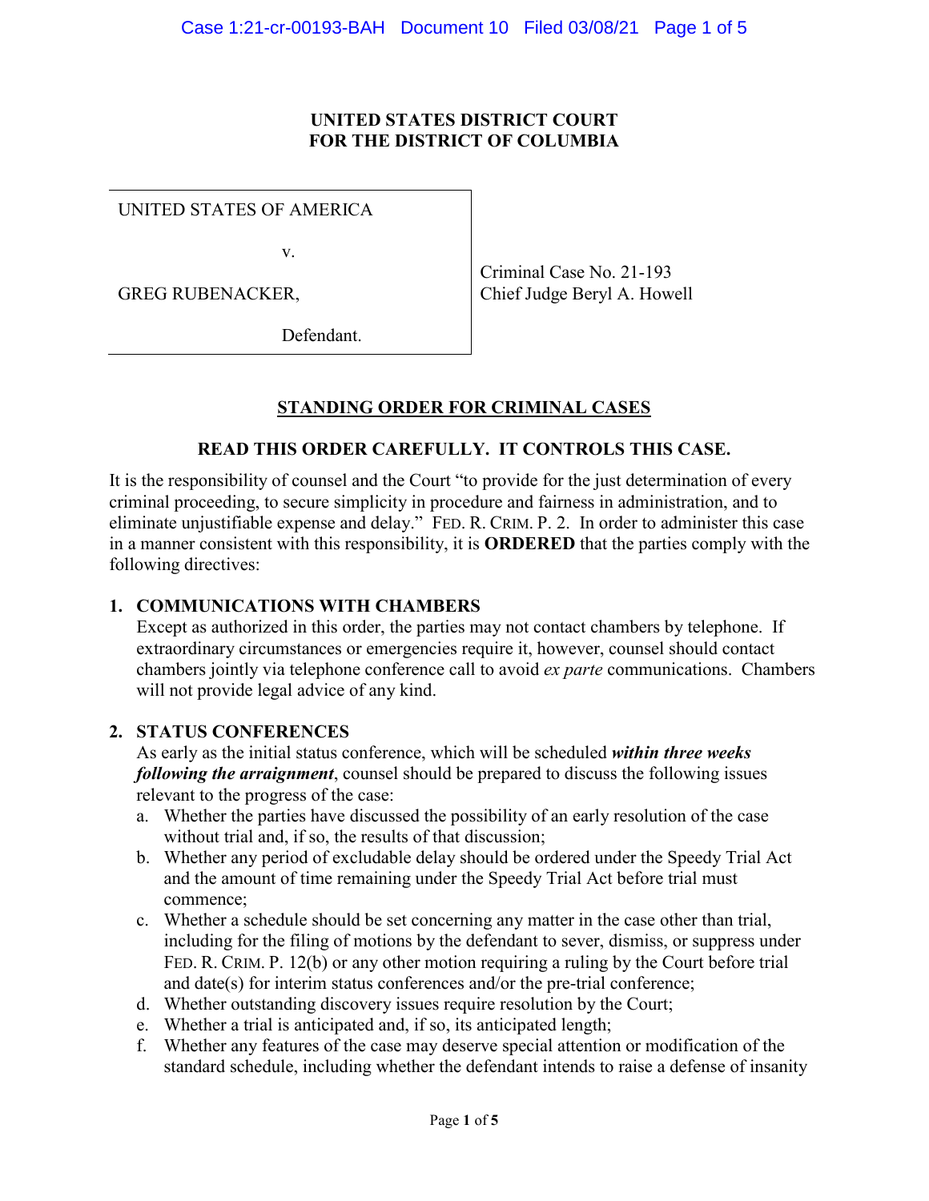**UNITED STATES DISTRICT COURT**
**FOR THE DISTRICT OF COLUMBIA**

| | |
|---|---|
| UNITED STATES OF AMERICA<br><br>v.<br><br>GREG RUBENACKER,<br><br>Defendant. | Criminal Case No. 21-193<br>Chief Judge Beryl A. Howell |

## STANDING ORDER FOR CRIMINAL CASES

**READ THIS ORDER CAREFULLY. IT CONTROLS THIS CASE.**

It is the responsibility of counsel and the Court "to provide for the just determination of every criminal proceeding, to secure simplicity in procedure and fairness in administration, and to eliminate unjustifiable expense and delay." FED. R. CRIM. P. 2. In order to administer this case in a manner consistent with this responsibility, it is **ORDERED** that the parties comply with the following directives:

### 1. COMMUNICATIONS WITH CHAMBERS

Except as authorized in this order, the parties may not contact chambers by telephone. If extraordinary circumstances or emergencies require it, however, counsel should contact chambers jointly via telephone conference call to avoid *ex parte* communications. Chambers will not provide legal advice of any kind.

### 2. STATUS CONFERENCES

As early as the initial status conference, which will be scheduled ***within three weeks following the arraignment***, counsel should be prepared to discuss the following issues relevant to the progress of the case:

a. Whether the parties have discussed the possibility of an early resolution of the case without trial and, if so, the results of that discussion;
b. Whether any period of excludable delay should be ordered under the Speedy Trial Act and the amount of time remaining under the Speedy Trial Act before trial must commence;
c. Whether a schedule should be set concerning any matter in the case other than trial, including for the filing of motions by the defendant to sever, dismiss, or suppress under FED. R. CRIM. P. 12(b) or any other motion requiring a ruling by the Court before trial and date(s) for interim status conferences and/or the pre-trial conference;
d. Whether outstanding discovery issues require resolution by the Court;
e. Whether a trial is anticipated and, if so, its anticipated length;
f. Whether any features of the case may deserve special attention or modification of the standard schedule, including whether the defendant intends to raise a defense of insanity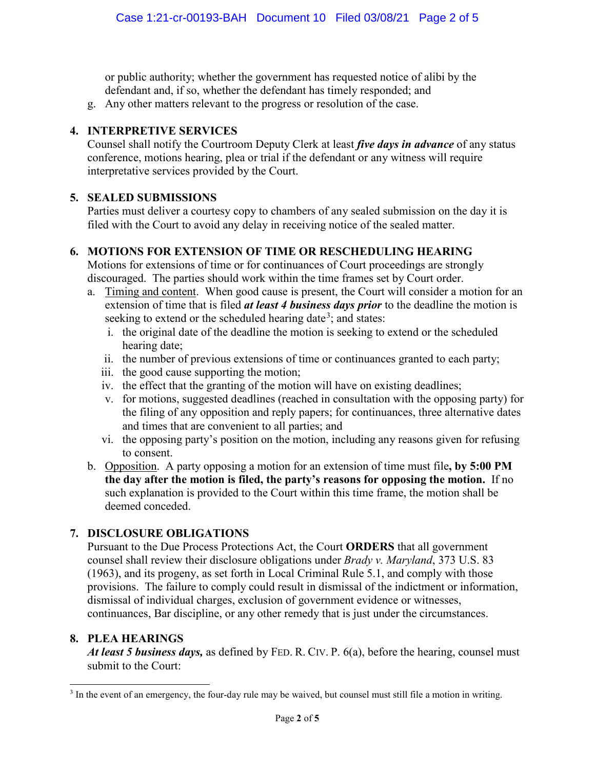or public authority; whether the government has requested notice of alibi by the defendant and, if so, whether the defendant has timely responded; and

g. Any other matters relevant to the progress or resolution of the case.

## 4. INTERPRETIVE SERVICES

Counsel shall notify the Courtroom Deputy Clerk at least ***five days in advance*** of any status conference, motions hearing, plea or trial if the defendant or any witness will require interpretative services provided by the Court.

## 5. SEALED SUBMISSIONS

Parties must deliver a courtesy copy to chambers of any sealed submission on the day it is filed with the Court to avoid any delay in receiving notice of the sealed matter.

## 6. MOTIONS FOR EXTENSION OF TIME OR RESCHEDULING HEARING

Motions for extensions of time or for continuances of Court proceedings are strongly discouraged. The parties should work within the time frames set by Court order.

a. Timing and content. When good cause is present, the Court will consider a motion for an extension of time that is filed ***at least 4 business days prior*** to the deadline the motion is seeking to extend or the scheduled hearing date[3]; and states:
   i. the original date of the deadline the motion is seeking to extend or the scheduled hearing date;
   ii. the number of previous extensions of time or continuances granted to each party;
   iii. the good cause supporting the motion;
   iv. the effect that the granting of the motion will have on existing deadlines;
   v. for motions, suggested deadlines (reached in consultation with the opposing party) for the filing of any opposition and reply papers; for continuances, three alternative dates and times that are convenient to all parties; and
   vi. the opposing party's position on the motion, including any reasons given for refusing to consent.

b. Opposition. A party opposing a motion for an extension of time must file**, by 5:00 PM the day after the motion is filed, the party's reasons for opposing the motion.** If no such explanation is provided to the Court within this time frame, the motion shall be deemed conceded.

## 7. DISCLOSURE OBLIGATIONS

Pursuant to the Due Process Protections Act, the Court **ORDERS** that all government counsel shall review their disclosure obligations under *Brady v. Maryland*, 373 U.S. 83 (1963), and its progeny, as set forth in Local Criminal Rule 5.1, and comply with those provisions. The failure to comply could result in dismissal of the indictment or information, dismissal of individual charges, exclusion of government evidence or witnesses, continuances, Bar discipline, or any other remedy that is just under the circumstances.

## 8. PLEA HEARINGS

***At least 5 business days,*** as defined by FED. R. CIV. P. 6(a), before the hearing, counsel must submit to the Court:

---

[3] In the event of an emergency, the four-day rule may be waived, but counsel must still file a motion in writing.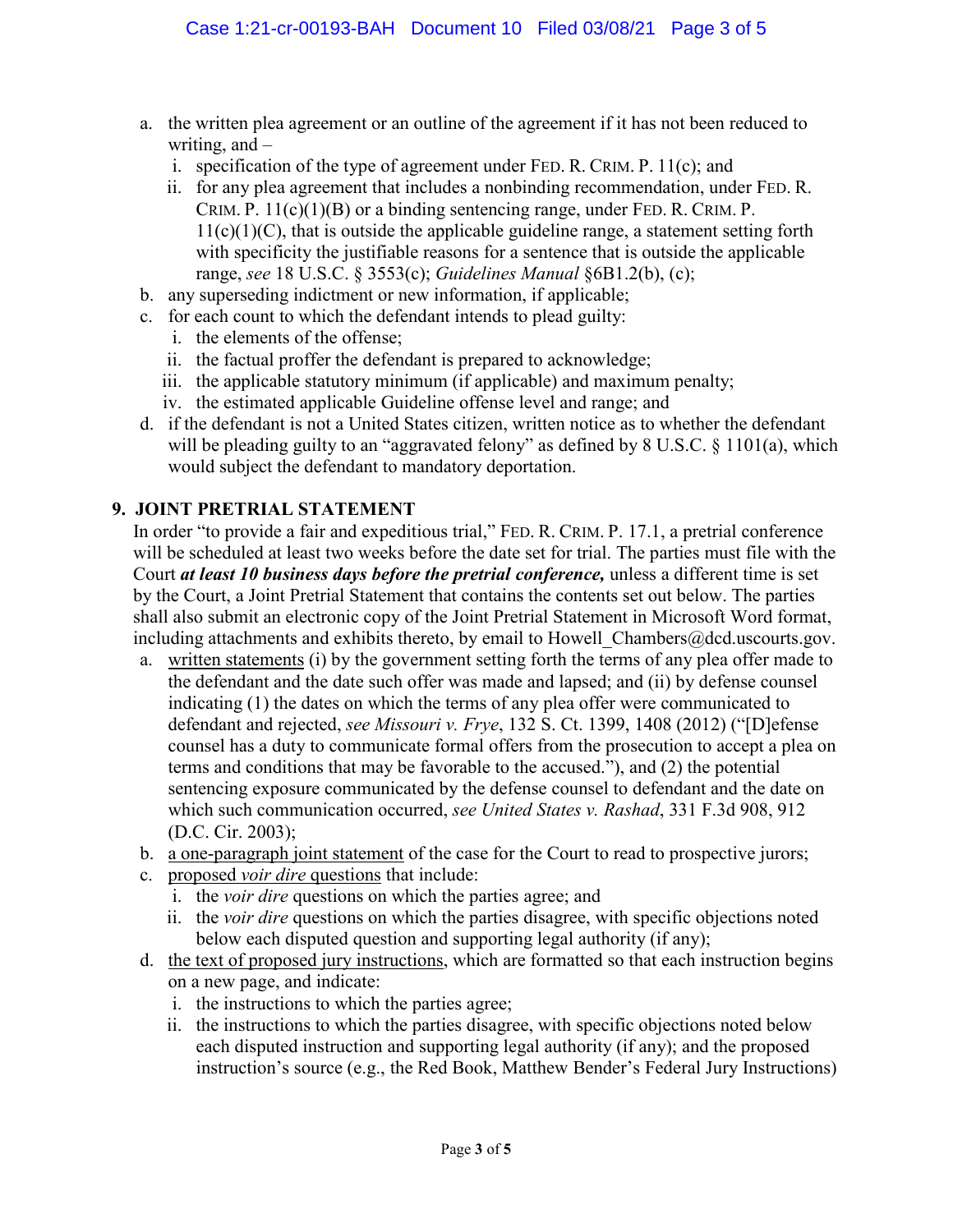a. the written plea agreement or an outline of the agreement if it has not been reduced to writing, and –
   i. specification of the type of agreement under FED. R. CRIM. P. 11(c); and
   ii. for any plea agreement that includes a nonbinding recommendation, under FED. R. CRIM. P. 11(c)(1)(B) or a binding sentencing range, under FED. R. CRIM. P. 11(c)(1)(C), that is outside the applicable guideline range, a statement setting forth with specificity the justifiable reasons for a sentence that is outside the applicable range, *see* 18 U.S.C. § 3553(c); *Guidelines Manual* §6B1.2(b), (c);
b. any superseding indictment or new information, if applicable;
c. for each count to which the defendant intends to plead guilty:
   i. the elements of the offense;
   ii. the factual proffer the defendant is prepared to acknowledge;
   iii. the applicable statutory minimum (if applicable) and maximum penalty;
   iv. the estimated applicable Guideline offense level and range; and
d. if the defendant is not a United States citizen, written notice as to whether the defendant will be pleading guilty to an "aggravated felony" as defined by 8 U.S.C. § 1101(a), which would subject the defendant to mandatory deportation.

### 9. JOINT PRETRIAL STATEMENT

In order "to provide a fair and expeditious trial," FED. R. CRIM. P. 17.1, a pretrial conference will be scheduled at least two weeks before the date set for trial. The parties must file with the Court ***at least 10 business days before the pretrial conference,*** unless a different time is set by the Court, a Joint Pretrial Statement that contains the contents set out below. The parties shall also submit an electronic copy of the Joint Pretrial Statement in Microsoft Word format, including attachments and exhibits thereto, by email to Howell_Chambers@dcd.uscourts.gov.

a. <u>written statements</u> (i) by the government setting forth the terms of any plea offer made to the defendant and the date such offer was made and lapsed; and (ii) by defense counsel indicating (1) the dates on which the terms of any plea offer were communicated to defendant and rejected, *see Missouri v. Frye*, 132 S. Ct. 1399, 1408 (2012) ("[D]efense counsel has a duty to communicate formal offers from the prosecution to accept a plea on terms and conditions that may be favorable to the accused."), and (2) the potential sentencing exposure communicated by the defense counsel to defendant and the date on which such communication occurred, *see United States v. Rashad*, 331 F.3d 908, 912 (D.C. Cir. 2003);
b. <u>a one-paragraph joint statement</u> of the case for the Court to read to prospective jurors;
c. <u>proposed *voir dire* questions</u> that include:
   i. the *voir dire* questions on which the parties agree; and
   ii. the *voir dire* questions on which the parties disagree, with specific objections noted below each disputed question and supporting legal authority (if any);
d. <u>the text of proposed jury instructions</u>, which are formatted so that each instruction begins on a new page, and indicate:
   i. the instructions to which the parties agree;
   ii. the instructions to which the parties disagree, with specific objections noted below each disputed instruction and supporting legal authority (if any); and the proposed instruction's source (e.g., the Red Book, Matthew Bender's Federal Jury Instructions)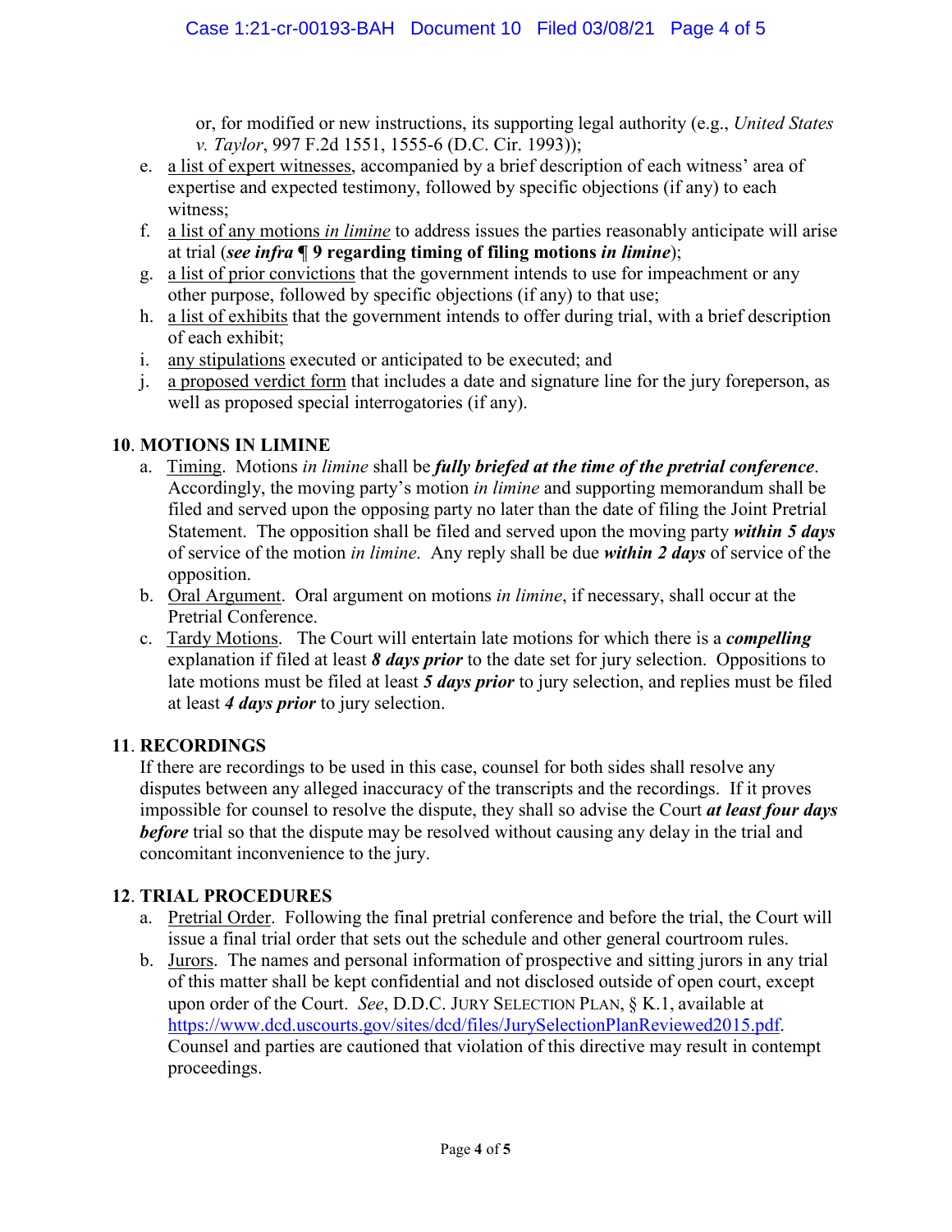or, for modified or new instructions, its supporting legal authority (e.g., *United States v. Taylor*, 997 F.2d 1551, 1555-6 (D.C. Cir. 1993));

e. <u>a list of expert witnesses</u>, accompanied by a brief description of each witness' area of expertise and expected testimony, followed by specific objections (if any) to each witness;
f. <u>a list of any motions *in limine*</u> to address issues the parties reasonably anticipate will arise at trial (***see infra* ¶ 9 regarding timing of filing motions *in limine***);
g. <u>a list of prior convictions</u> that the government intends to use for impeachment or any other purpose, followed by specific objections (if any) to that use;
h. <u>a list of exhibits</u> that the government intends to offer during trial, with a brief description of each exhibit;
i. <u>any stipulations</u> executed or anticipated to be executed; and
j. <u>a proposed verdict form</u> that includes a date and signature line for the jury foreperson, as well as proposed special interrogatories (if any).

## 10. MOTIONS IN LIMINE

a. <u>Timing</u>. Motions *in limine* shall be ***fully briefed at the time of the pretrial conference***. Accordingly, the moving party's motion *in limine* and supporting memorandum shall be filed and served upon the opposing party no later than the date of filing the Joint Pretrial Statement. The opposition shall be filed and served upon the moving party ***within 5 days*** of service of the motion *in limine*. Any reply shall be due ***within 2 days*** of service of the opposition.
b. <u>Oral Argument</u>. Oral argument on motions *in limine*, if necessary, shall occur at the Pretrial Conference.
c. <u>Tardy Motions</u>. The Court will entertain late motions for which there is a ***compelling*** explanation if filed at least ***8 days prior*** to the date set for jury selection. Oppositions to late motions must be filed at least ***5 days prior*** to jury selection, and replies must be filed at least ***4 days prior*** to jury selection.

## 11. RECORDINGS

If there are recordings to be used in this case, counsel for both sides shall resolve any disputes between any alleged inaccuracy of the transcripts and the recordings. If it proves impossible for counsel to resolve the dispute, they shall so advise the Court ***at least four days before*** trial so that the dispute may be resolved without causing any delay in the trial and concomitant inconvenience to the jury.

## 12. TRIAL PROCEDURES

a. <u>Pretrial Order</u>. Following the final pretrial conference and before the trial, the Court will issue a final trial order that sets out the schedule and other general courtroom rules.
b. <u>Jurors</u>. The names and personal information of prospective and sitting jurors in any trial of this matter shall be kept confidential and not disclosed outside of open court, except upon order of the Court. *See*, D.D.C. JURY SELECTION PLAN, § K.1, available at https://www.dcd.uscourts.gov/sites/dcd/files/JurySelectionPlanReviewed2015.pdf. Counsel and parties are cautioned that violation of this directive may result in contempt proceedings.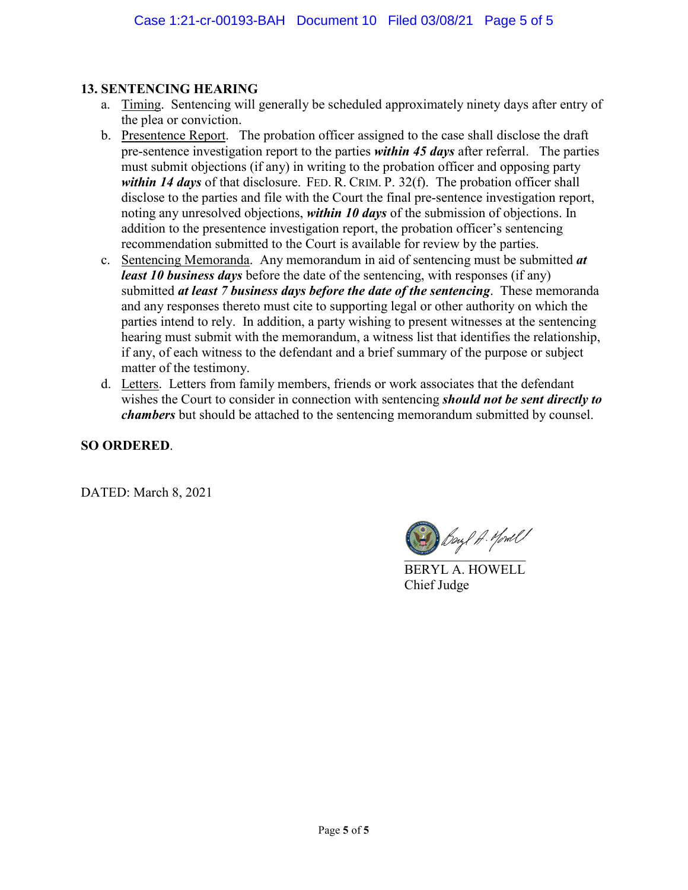**13. SENTENCING HEARING**

a. Timing. Sentencing will generally be scheduled approximately ninety days after entry of the plea or conviction.

b. Presentence Report. The probation officer assigned to the case shall disclose the draft pre-sentence investigation report to the parties ***within 45 days*** after referral. The parties must submit objections (if any) in writing to the probation officer and opposing party ***within 14 days*** of that disclosure. FED. R. CRIM. P. 32(f). The probation officer shall disclose to the parties and file with the Court the final pre-sentence investigation report, noting any unresolved objections, ***within 10 days*** of the submission of objections. In addition to the presentence investigation report, the probation officer's sentencing recommendation submitted to the Court is available for review by the parties.

c. Sentencing Memoranda. Any memorandum in aid of sentencing must be submitted ***at least 10 business days*** before the date of the sentencing, with responses (if any) submitted ***at least 7 business days before the date of the sentencing***. These memoranda and any responses thereto must cite to supporting legal or other authority on which the parties intend to rely. In addition, a party wishing to present witnesses at the sentencing hearing must submit with the memorandum, a witness list that identifies the relationship, if any, of each witness to the defendant and a brief summary of the purpose or subject matter of the testimony.

d. Letters. Letters from family members, friends or work associates that the defendant wishes the Court to consider in connection with sentencing ***should not be sent directly to chambers*** but should be attached to the sentencing memorandum submitted by counsel.

**SO ORDERED**.

DATED: March 8, 2021

BERYL A. HOWELL
Chief Judge